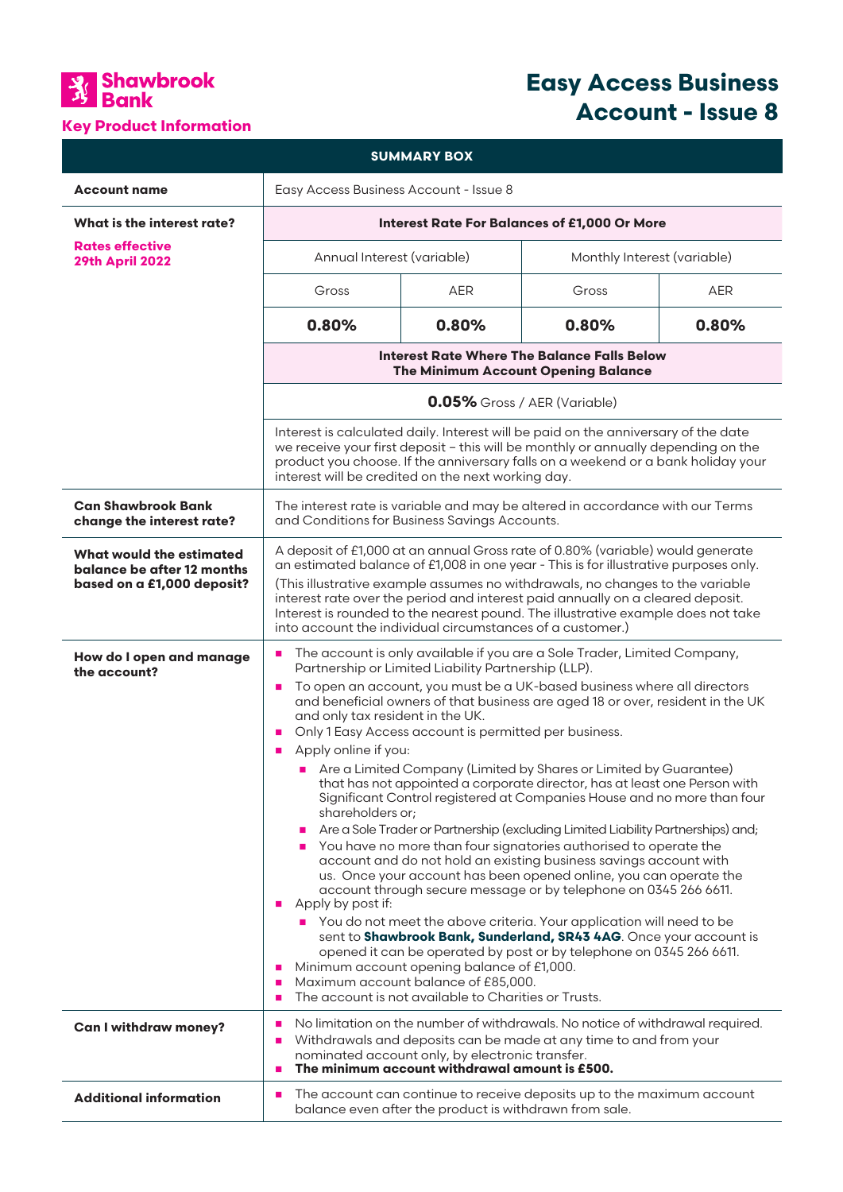**Shawbrook Bank**

**Key Product Information**

# Easy Access Business Account - Issue 8

| SUMMARY BOX | | | | |
|---|---|---|---|---|
| **Account name** | Easy Access Business Account - Issue 8 | | | |
| **What is the interest rate?**<br><br>**Rates effective 29th April 2022** | **Interest Rate For Balances of £1,000 Or More** | | | |
| | Annual Interest (variable) | | Monthly Interest (variable) | |
| | Gross | AER | Gross | AER |
| | **0.80%** | **0.80%** | **0.80%** | **0.80%** |
| | **Interest Rate Where The Balance Falls Below The Minimum Account Opening Balance** | | | |
| | **0.05%** Gross / AER (Variable) | | | |
| | Interest is calculated daily. Interest will be paid on the anniversary of the date we receive your first deposit – this will be monthly or annually depending on the product you choose. If the anniversary falls on a weekend or a bank holiday your interest will be credited on the next working day. | | | |
| **Can Shawbrook Bank change the interest rate?** | The interest rate is variable and may be altered in accordance with our Terms and Conditions for Business Savings Accounts. | | | |
| **What would the estimated balance be after 12 months based on a £1,000 deposit?** | A deposit of £1,000 at an annual Gross rate of 0.80% (variable) would generate an estimated balance of £1,008 in one year - This is for illustrative purposes only.<br><br>(This illustrative example assumes no withdrawals, no changes to the variable interest rate over the period and interest paid annually on a cleared deposit. Interest is rounded to the nearest pound. The illustrative example does not take into account the individual circumstances of a customer.) | | | |
| **How do I open and manage the account?** | - The account is only available if you are a Sole Trader, Limited Company, Partnership or Limited Liability Partnership (LLP).<br>- To open an account, you must be a UK-based business where all directors and beneficial owners of that business are aged 18 or over, resident in the UK and only tax resident in the UK.<br>- Only 1 Easy Access account is permitted per business.<br>- Apply online if you:<br>  - Are a Limited Company (Limited by Shares or Limited by Guarantee) that has not appointed a corporate director, has at least one Person with Significant Control registered at Companies House and no more than four shareholders or;<br>  - Are a Sole Trader or Partnership (excluding Limited Liability Partnerships) and;<br>  - You have no more than four signatories authorised to operate the account and do not hold an existing business savings account with us. Once your account has been opened online, you can operate the account through secure message or by telephone on 0345 266 6611.<br>- Apply by post if:<br>  - You do not meet the above criteria. Your application will need to be sent to **Shawbrook Bank, Sunderland, SR43 4AG**. Once your account is opened it can be operated by post or by telephone on 0345 266 6611.<br>- Minimum account opening balance of £1,000.<br>- Maximum account balance of £85,000.<br>- The account is not available to Charities or Trusts. | | | |
| **Can I withdraw money?** | - No limitation on the number of withdrawals. No notice of withdrawal required.<br>- Withdrawals and deposits can be made at any time to and from your nominated account only, by electronic transfer.<br>- **The minimum account withdrawal amount is £500.** | | | |
| **Additional information** | - The account can continue to receive deposits up to the maximum account balance even after the product is withdrawn from sale. | | | |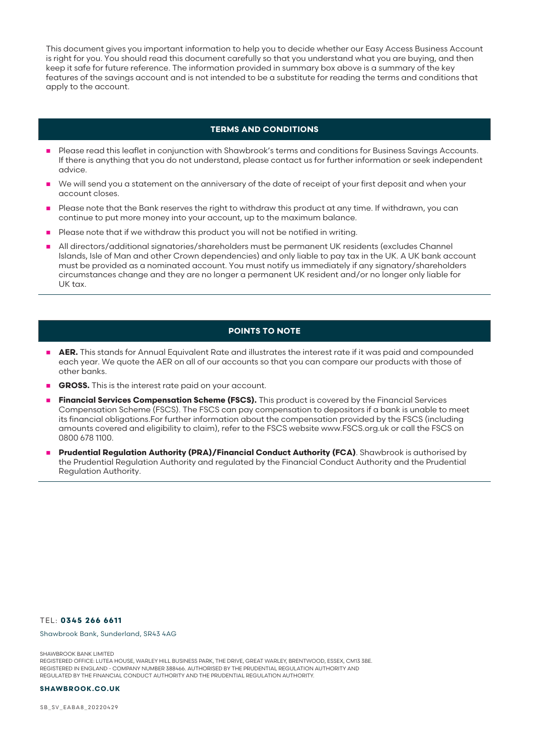This document gives you important information to help you to decide whether our Easy Access Business Account is right for you. You should read this document carefully so that you understand what you are buying, and then keep it safe for future reference. The information provided in summary box above is a summary of the key features of the savings account and is not intended to be a substitute for reading the terms and conditions that apply to the account.

## TERMS AND CONDITIONS

- Please read this leaflet in conjunction with Shawbrook's terms and conditions for Business Savings Accounts. If there is anything that you do not understand, please contact us for further information or seek independent advice.
- We will send you a statement on the anniversary of the date of receipt of your first deposit and when your account closes.
- Please note that the Bank reserves the right to withdraw this product at any time. If withdrawn, you can continue to put more money into your account, up to the maximum balance.
- Please note that if we withdraw this product you will not be notified in writing.
- All directors/additional signatories/shareholders must be permanent UK residents (excludes Channel Islands, Isle of Man and other Crown dependencies) and only liable to pay tax in the UK. A UK bank account must be provided as a nominated account. You must notify us immediately if any signatory/shareholders circumstances change and they are no longer a permanent UK resident and/or no longer only liable for UK tax.

## POINTS TO NOTE

- **AER.** This stands for Annual Equivalent Rate and illustrates the interest rate if it was paid and compounded each year. We quote the AER on all of our accounts so that you can compare our products with those of other banks.
- **GROSS.** This is the interest rate paid on your account.
- **Financial Services Compensation Scheme (FSCS).** This product is covered by the Financial Services Compensation Scheme (FSCS). The FSCS can pay compensation to depositors if a bank is unable to meet its financial obligations.For further information about the compensation provided by the FSCS (including amounts covered and eligibility to claim), refer to the FSCS website www.FSCS.org.uk or call the FSCS on 0800 678 1100.
- **Prudential Regulation Authority (PRA)/Financial Conduct Authority (FCA)**. Shawbrook is authorised by the Prudential Regulation Authority and regulated by the Financial Conduct Authority and the Prudential Regulation Authority.

TEL: **0345 266 6611**

Shawbrook Bank, Sunderland, SR43 4AG

SHAWBROOK BANK LIMITED
REGISTERED OFFICE: LUTEA HOUSE, WARLEY HILL BUSINESS PARK, THE DRIVE, GREAT WARLEY, BRENTWOOD, ESSEX, CM13 3BE.
REGISTERED IN ENGLAND - COMPANY NUMBER 388466. AUTHORISED BY THE PRUDENTIAL REGULATION AUTHORITY AND REGULATED BY THE FINANCIAL CONDUCT AUTHORITY AND THE PRUDENTIAL REGULATION AUTHORITY.

**SHAWBROOK.CO.UK**

SB_SV_EABA8_20220429